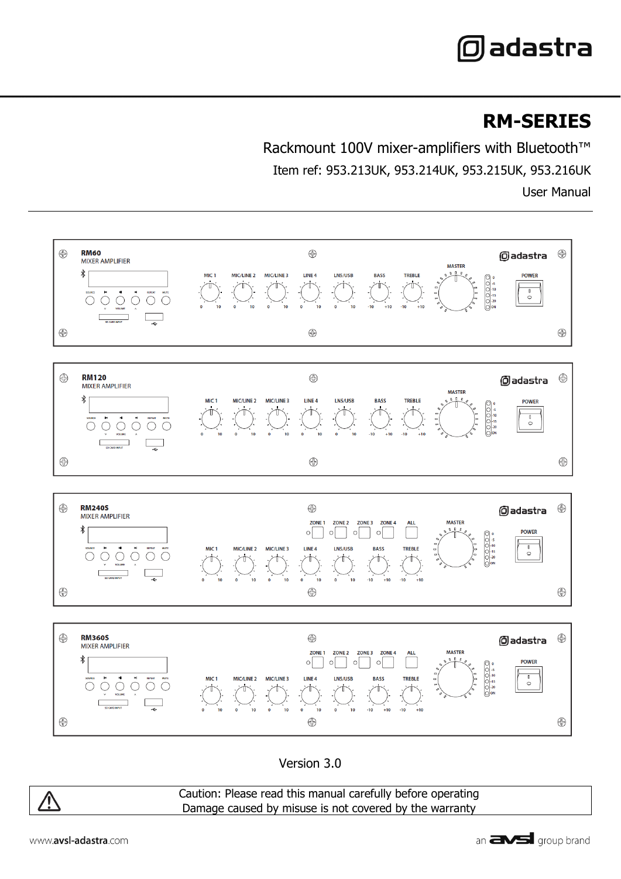adastra

# RM-SERIES

Rackmount 100V mixer-amplifiers with Bluetooth™

Item ref: 953.213UK, 953.214UK, 953.215UK, 953.216UK

User Manual

Version 3.0

Caution: Please read this manual carefully before operating
Damage caused by misuse is not covered by the warranty

www.avsl-adastra.com

an avsl group brand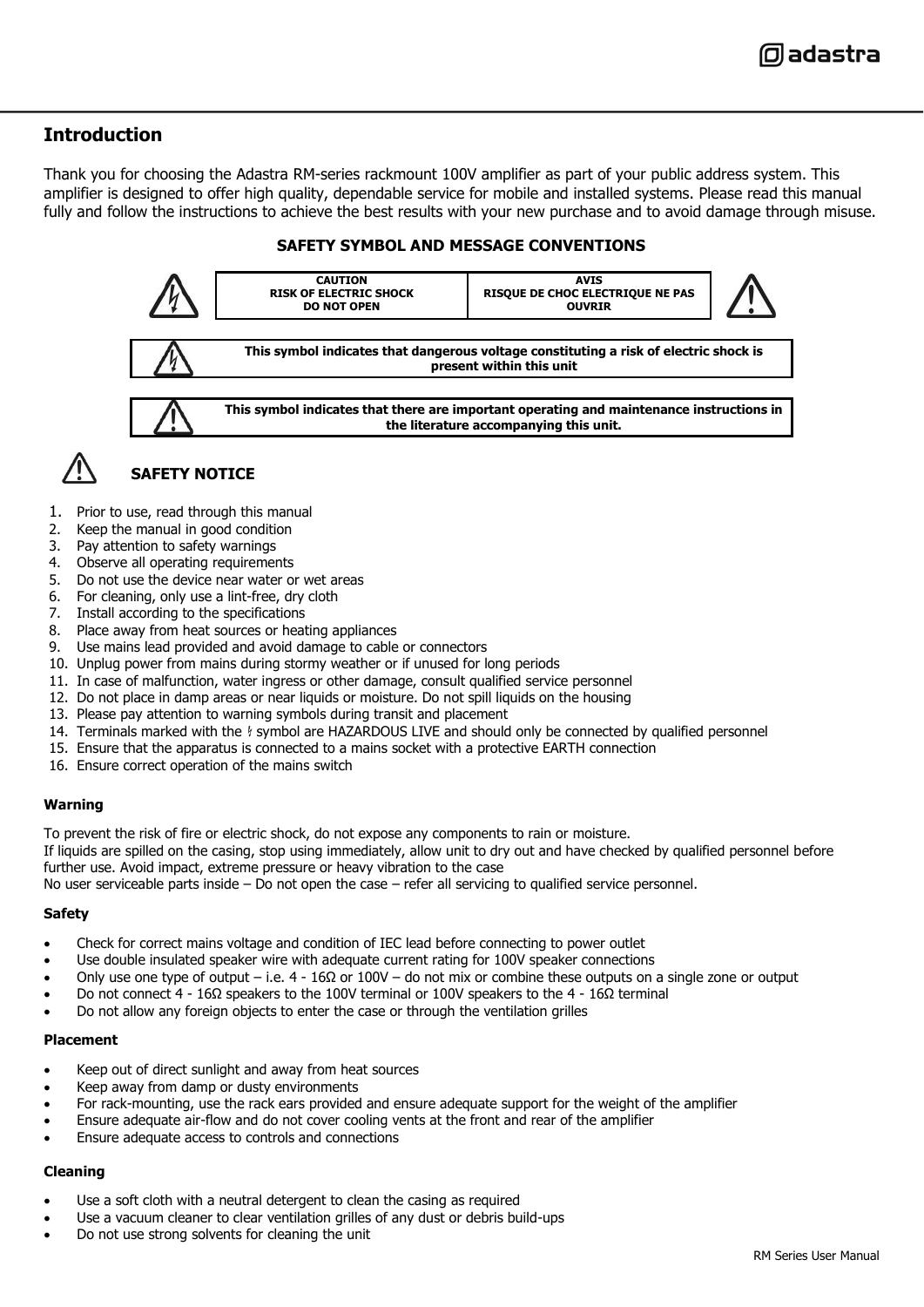## Introduction

Thank you for choosing the Adastra RM-series rackmount 100V amplifier as part of your public address system. This amplifier is designed to offer high quality, dependable service for mobile and installed systems. Please read this manual fully and follow the instructions to achieve the best results with your new purchase and to avoid damage through misuse.

### SAFETY SYMBOL AND MESSAGE CONVENTIONS

| CAUTION<br>RISK OF ELECTRIC SHOCK<br>DO NOT OPEN | AVIS<br>RISQUE DE CHOC ELECTRIQUE NE PAS OUVRIR |
|---|---|

**This symbol indicates that dangerous voltage constituting a risk of electric shock is present within this unit**

**This symbol indicates that there are important operating and maintenance instructions in the literature accompanying this unit.**

### SAFETY NOTICE

1. Prior to use, read through this manual
2. Keep the manual in good condition
3. Pay attention to safety warnings
4. Observe all operating requirements
5. Do not use the device near water or wet areas
6. For cleaning, only use a lint-free, dry cloth
7. Install according to the specifications
8. Place away from heat sources or heating appliances
9. Use mains lead provided and avoid damage to cable or connectors
10. Unplug power from mains during stormy weather or if unused for long periods
11. In case of malfunction, water ingress or other damage, consult qualified service personnel
12. Do not place in damp areas or near liquids or moisture. Do not spill liquids on the housing
13. Please pay attention to warning symbols during transit and placement
14. Terminals marked with the ϟ symbol are HAZARDOUS LIVE and should only be connected by qualified personnel
15. Ensure that the apparatus is connected to a mains socket with a protective EARTH connection
16. Ensure correct operation of the mains switch

**Warning**

To prevent the risk of fire or electric shock, do not expose any components to rain or moisture.
If liquids are spilled on the casing, stop using immediately, allow unit to dry out and have checked by qualified personnel before further use. Avoid impact, extreme pressure or heavy vibration to the case
No user serviceable parts inside – Do not open the case – refer all servicing to qualified service personnel.

**Safety**

- Check for correct mains voltage and condition of IEC lead before connecting to power outlet
- Use double insulated speaker wire with adequate current rating for 100V speaker connections
- Only use one type of output – i.e. 4 - 16Ω or 100V – do not mix or combine these outputs on a single zone or output
- Do not connect 4 - 16Ω speakers to the 100V terminal or 100V speakers to the 4 - 16Ω terminal
- Do not allow any foreign objects to enter the case or through the ventilation grilles

**Placement**

- Keep out of direct sunlight and away from heat sources
- Keep away from damp or dusty environments
- For rack-mounting, use the rack ears provided and ensure adequate support for the weight of the amplifier
- Ensure adequate air-flow and do not cover cooling vents at the front and rear of the amplifier
- Ensure adequate access to controls and connections

**Cleaning**

- Use a soft cloth with a neutral detergent to clean the casing as required
- Use a vacuum cleaner to clear ventilation grilles of any dust or debris build-ups
- Do not use strong solvents for cleaning the unit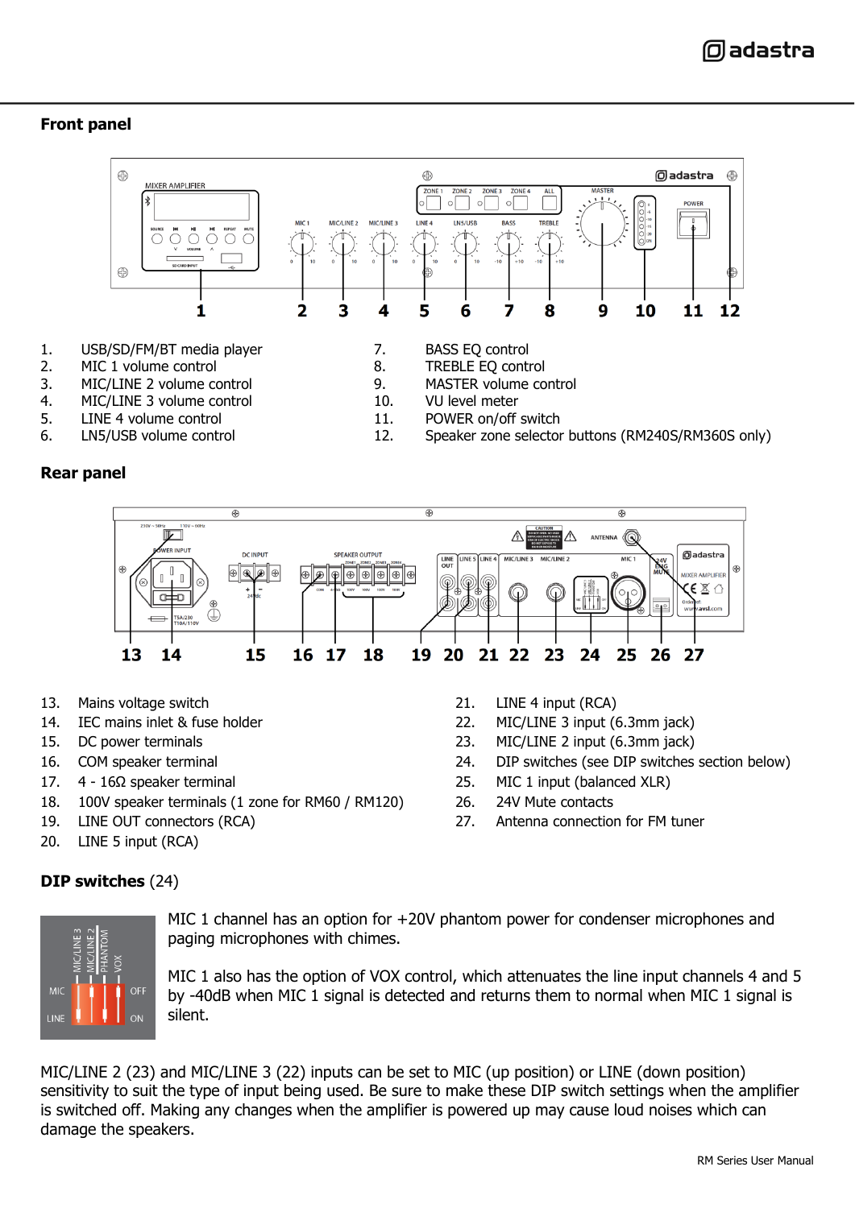## Front panel

1. USB/SD/FM/BT media player
2. MIC 1 volume control
3. MIC/LINE 2 volume control
4. MIC/LINE 3 volume control
5. LINE 4 volume control
6. LN5/USB volume control
7. BASS EQ control
8. TREBLE EQ control
9. MASTER volume control
10. VU level meter
11. POWER on/off switch
12. Speaker zone selector buttons (RM240S/RM360S only)

## Rear panel

13. Mains voltage switch
14. IEC mains inlet & fuse holder
15. DC power terminals
16. COM speaker terminal
17. 4 - 16Ω speaker terminal
18. 100V speaker terminals (1 zone for RM60 / RM120)
19. LINE OUT connectors (RCA)
20. LINE 5 input (RCA)
21. LINE 4 input (RCA)
22. MIC/LINE 3 input (6.3mm jack)
23. MIC/LINE 2 input (6.3mm jack)
24. DIP switches (see DIP switches section below)
25. MIC 1 input (balanced XLR)
26. 24V Mute contacts
27. Antenna connection for FM tuner

## **DIP switches** (24)

MIC 1 channel has an option for +20V phantom power for condenser microphones and paging microphones with chimes.

MIC 1 also has the option of VOX control, which attenuates the line input channels 4 and 5 by -40dB when MIC 1 signal is detected and returns them to normal when MIC 1 signal is silent.

MIC/LINE 2 (23) and MIC/LINE 3 (22) inputs can be set to MIC (up position) or LINE (down position) sensitivity to suit the type of input being used. Be sure to make these DIP switch settings when the amplifier is switched off. Making any changes when the amplifier is powered up may cause loud noises which can damage the speakers.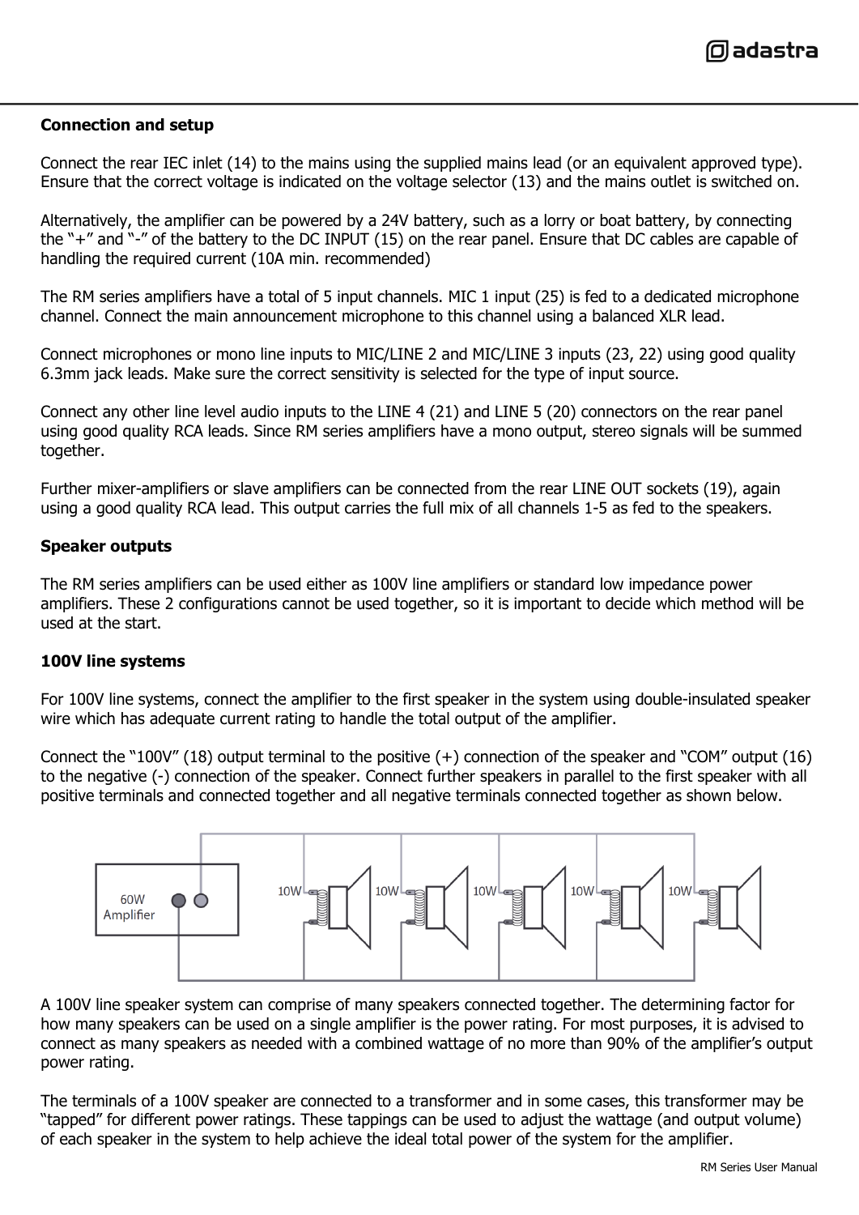**Connection and setup**

Connect the rear IEC inlet (14) to the mains using the supplied mains lead (or an equivalent approved type). Ensure that the correct voltage is indicated on the voltage selector (13) and the mains outlet is switched on.

Alternatively, the amplifier can be powered by a 24V battery, such as a lorry or boat battery, by connecting the "+" and "-" of the battery to the DC INPUT (15) on the rear panel. Ensure that DC cables are capable of handling the required current (10A min. recommended)

The RM series amplifiers have a total of 5 input channels. MIC 1 input (25) is fed to a dedicated microphone channel. Connect the main announcement microphone to this channel using a balanced XLR lead.

Connect microphones or mono line inputs to MIC/LINE 2 and MIC/LINE 3 inputs (23, 22) using good quality 6.3mm jack leads. Make sure the correct sensitivity is selected for the type of input source.

Connect any other line level audio inputs to the LINE 4 (21) and LINE 5 (20) connectors on the rear panel using good quality RCA leads. Since RM series amplifiers have a mono output, stereo signals will be summed together.

Further mixer-amplifiers or slave amplifiers can be connected from the rear LINE OUT sockets (19), again using a good quality RCA lead. This output carries the full mix of all channels 1-5 as fed to the speakers.

**Speaker outputs**

The RM series amplifiers can be used either as 100V line amplifiers or standard low impedance power amplifiers. These 2 configurations cannot be used together, so it is important to decide which method will be used at the start.

**100V line systems**

For 100V line systems, connect the amplifier to the first speaker in the system using double-insulated speaker wire which has adequate current rating to handle the total output of the amplifier.

Connect the "100V" (18) output terminal to the positive (+) connection of the speaker and "COM" output (16) to the negative (-) connection of the speaker. Connect further speakers in parallel to the first speaker with all positive terminals and connected together and all negative terminals connected together as shown below.

60W Amplifier — 10W, 10W, 10W, 10W, 10W

A 100V line speaker system can comprise of many speakers connected together. The determining factor for how many speakers can be used on a single amplifier is the power rating. For most purposes, it is advised to connect as many speakers as needed with a combined wattage of no more than 90% of the amplifier's output power rating.

The terminals of a 100V speaker are connected to a transformer and in some cases, this transformer may be "tapped" for different power ratings. These tappings can be used to adjust the wattage (and output volume) of each speaker in the system to help achieve the ideal total power of the system for the amplifier.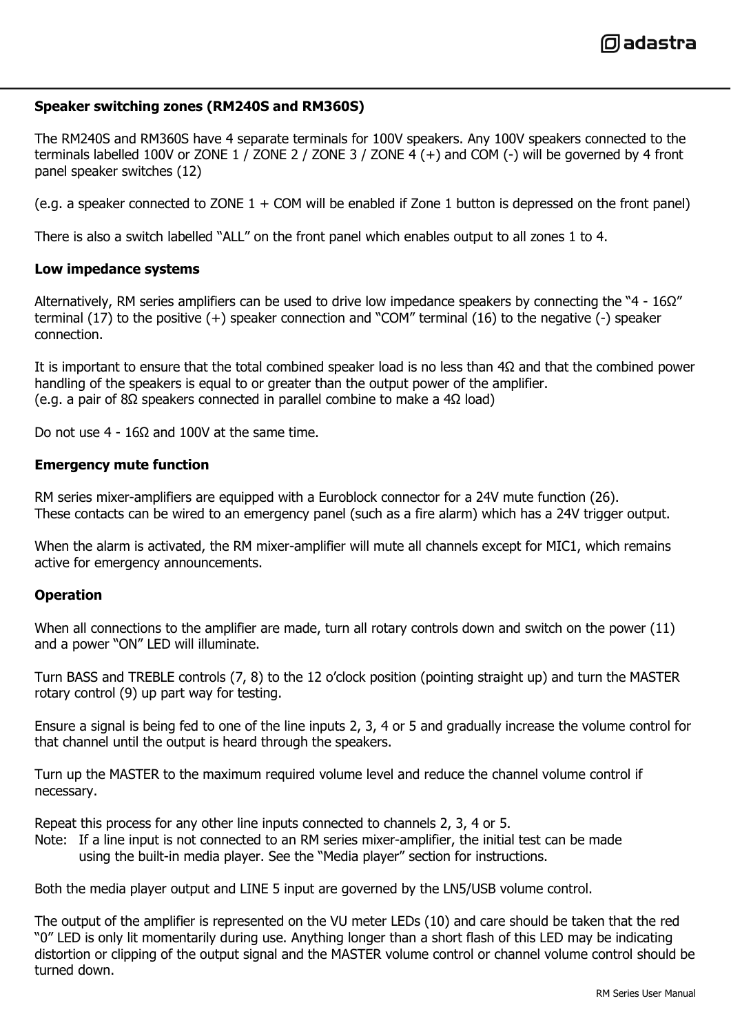**Speaker switching zones (RM240S and RM360S)**

The RM240S and RM360S have 4 separate terminals for 100V speakers. Any 100V speakers connected to the terminals labelled 100V or ZONE 1 / ZONE 2 / ZONE 3 / ZONE 4 (+) and COM (-) will be governed by 4 front panel speaker switches (12)

(e.g. a speaker connected to ZONE 1 + COM will be enabled if Zone 1 button is depressed on the front panel)

There is also a switch labelled “ALL” on the front panel which enables output to all zones 1 to 4.

**Low impedance systems**

Alternatively, RM series amplifiers can be used to drive low impedance speakers by connecting the “4 - 16Ω” terminal (17) to the positive (+) speaker connection and “COM” terminal (16) to the negative (-) speaker connection.

It is important to ensure that the total combined speaker load is no less than 4Ω and that the combined power handling of the speakers is equal to or greater than the output power of the amplifier.
(e.g. a pair of 8Ω speakers connected in parallel combine to make a 4Ω load)

Do not use 4 - 16Ω and 100V at the same time.

**Emergency mute function**

RM series mixer-amplifiers are equipped with a Euroblock connector for a 24V mute function (26).
These contacts can be wired to an emergency panel (such as a fire alarm) which has a 24V trigger output.

When the alarm is activated, the RM mixer-amplifier will mute all channels except for MIC1, which remains active for emergency announcements.

**Operation**

When all connections to the amplifier are made, turn all rotary controls down and switch on the power (11) and a power “ON” LED will illuminate.

Turn BASS and TREBLE controls (7, 8) to the 12 o’clock position (pointing straight up) and turn the MASTER rotary control (9) up part way for testing.

Ensure a signal is being fed to one of the line inputs 2, 3, 4 or 5 and gradually increase the volume control for that channel until the output is heard through the speakers.

Turn up the MASTER to the maximum required volume level and reduce the channel volume control if necessary.

Repeat this process for any other line inputs connected to channels 2, 3, 4 or 5.
Note: If a line input is not connected to an RM series mixer-amplifier, the initial test can be made using the built-in media player. See the “Media player” section for instructions.

Both the media player output and LINE 5 input are governed by the LN5/USB volume control.

The output of the amplifier is represented on the VU meter LEDs (10) and care should be taken that the red “0” LED is only lit momentarily during use. Anything longer than a short flash of this LED may be indicating distortion or clipping of the output signal and the MASTER volume control or channel volume control should be turned down.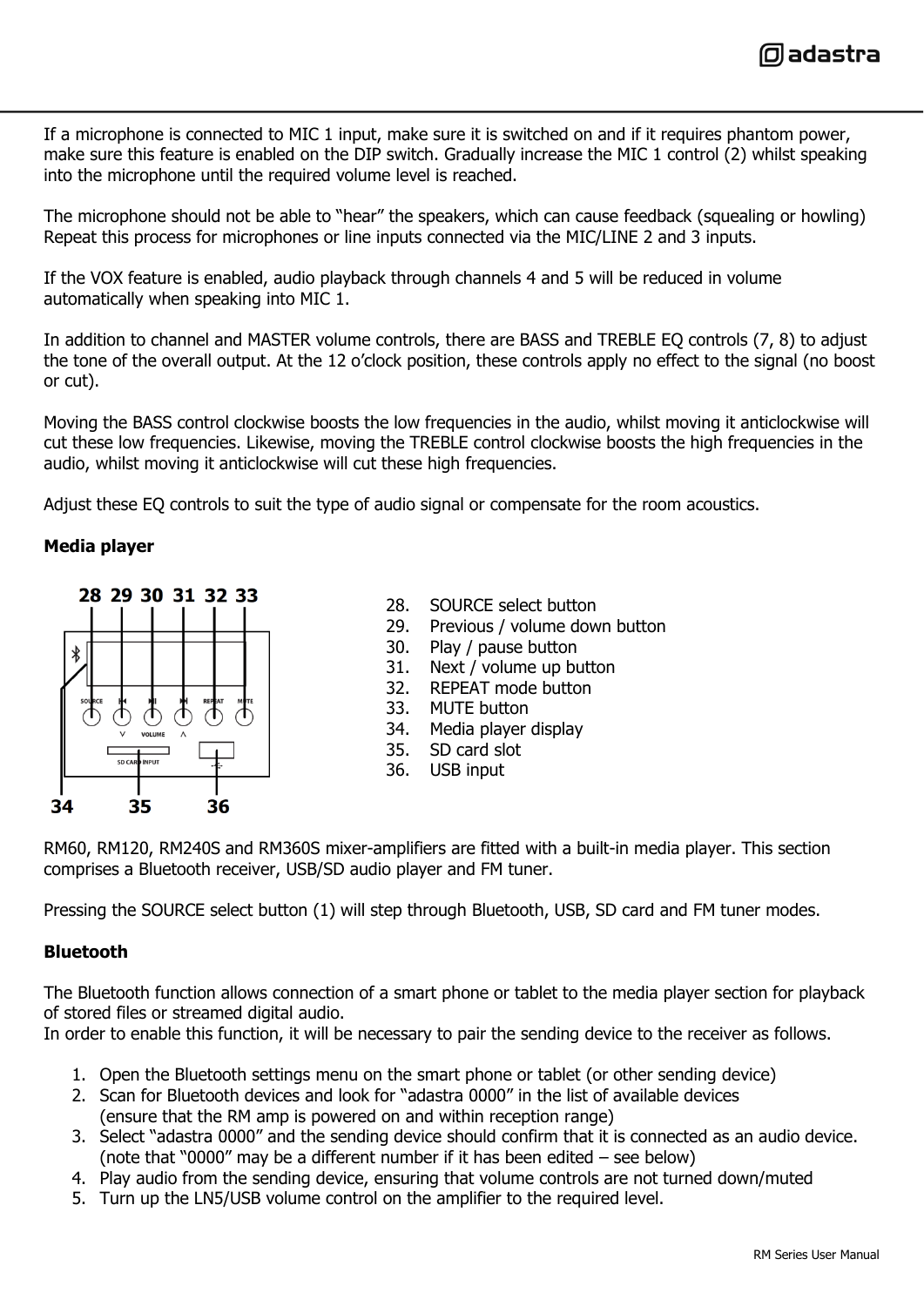If a microphone is connected to MIC 1 input, make sure it is switched on and if it requires phantom power, make sure this feature is enabled on the DIP switch. Gradually increase the MIC 1 control (2) whilst speaking into the microphone until the required volume level is reached.

The microphone should not be able to "hear" the speakers, which can cause feedback (squealing or howling) Repeat this process for microphones or line inputs connected via the MIC/LINE 2 and 3 inputs.

If the VOX feature is enabled, audio playback through channels 4 and 5 will be reduced in volume automatically when speaking into MIC 1.

In addition to channel and MASTER volume controls, there are BASS and TREBLE EQ controls (7, 8) to adjust the tone of the overall output. At the 12 o'clock position, these controls apply no effect to the signal (no boost or cut).

Moving the BASS control clockwise boosts the low frequencies in the audio, whilst moving it anticlockwise will cut these low frequencies. Likewise, moving the TREBLE control clockwise boosts the high frequencies in the audio, whilst moving it anticlockwise will cut these high frequencies.

Adjust these EQ controls to suit the type of audio signal or compensate for the room acoustics.

**Media player**

28. SOURCE select button
29. Previous / volume down button
30. Play / pause button
31. Next / volume up button
32. REPEAT mode button
33. MUTE button
34. Media player display
35. SD card slot
36. USB input

RM60, RM120, RM240S and RM360S mixer-amplifiers are fitted with a built-in media player. This section comprises a Bluetooth receiver, USB/SD audio player and FM tuner.

Pressing the SOURCE select button (1) will step through Bluetooth, USB, SD card and FM tuner modes.

**Bluetooth**

The Bluetooth function allows connection of a smart phone or tablet to the media player section for playback of stored files or streamed digital audio.
In order to enable this function, it will be necessary to pair the sending device to the receiver as follows.

1. Open the Bluetooth settings menu on the smart phone or tablet (or other sending device)
2. Scan for Bluetooth devices and look for "adastra 0000" in the list of available devices (ensure that the RM amp is powered on and within reception range)
3. Select "adastra 0000" and the sending device should confirm that it is connected as an audio device. (note that "0000" may be a different number if it has been edited – see below)
4. Play audio from the sending device, ensuring that volume controls are not turned down/muted
5. Turn up the LN5/USB volume control on the amplifier to the required level.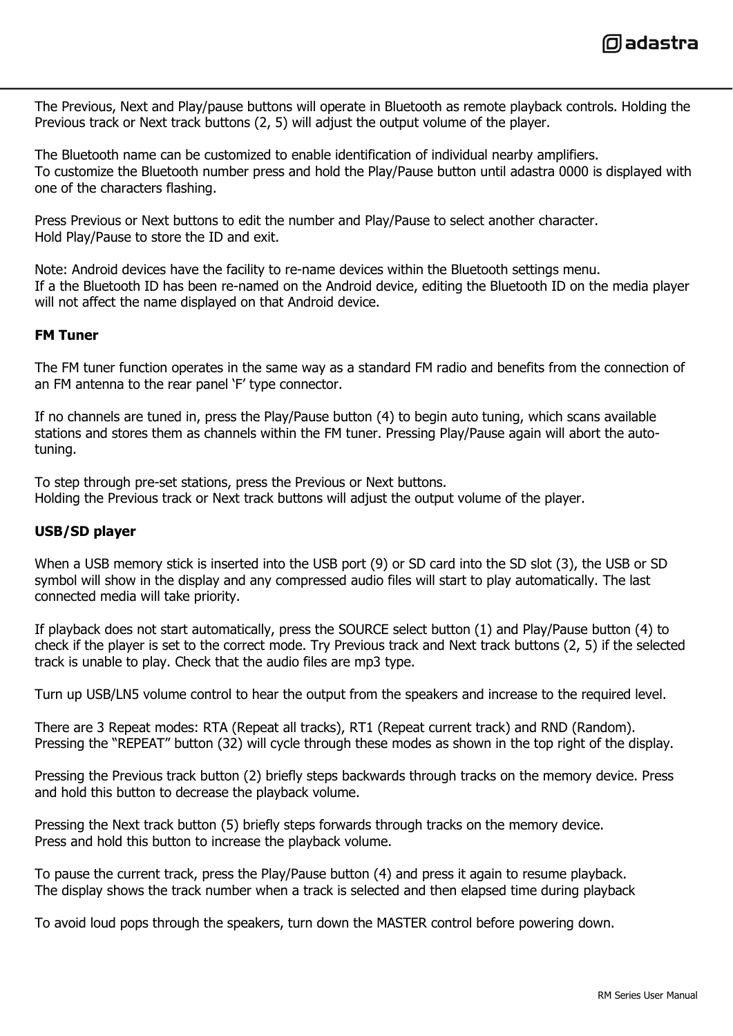The Previous, Next and Play/pause buttons will operate in Bluetooth as remote playback controls. Holding the Previous track or Next track buttons (2, 5) will adjust the output volume of the player.

The Bluetooth name can be customized to enable identification of individual nearby amplifiers.
To customize the Bluetooth number press and hold the Play/Pause button until adastra 0000 is displayed with one of the characters flashing.

Press Previous or Next buttons to edit the number and Play/Pause to select another character.
Hold Play/Pause to store the ID and exit.

Note: Android devices have the facility to re-name devices within the Bluetooth settings menu.
If a the Bluetooth ID has been re-named on the Android device, editing the Bluetooth ID on the media player will not affect the name displayed on that Android device.

**FM Tuner**

The FM tuner function operates in the same way as a standard FM radio and benefits from the connection of an FM antenna to the rear panel 'F' type connector.

If no channels are tuned in, press the Play/Pause button (4) to begin auto tuning, which scans available stations and stores them as channels within the FM tuner. Pressing Play/Pause again will abort the auto-tuning.

To step through pre-set stations, press the Previous or Next buttons.
Holding the Previous track or Next track buttons will adjust the output volume of the player.

**USB/SD player**

When a USB memory stick is inserted into the USB port (9) or SD card into the SD slot (3), the USB or SD symbol will show in the display and any compressed audio files will start to play automatically. The last connected media will take priority.

If playback does not start automatically, press the SOURCE select button (1) and Play/Pause button (4) to check if the player is set to the correct mode. Try Previous track and Next track buttons (2, 5) if the selected track is unable to play. Check that the audio files are mp3 type.

Turn up USB/LN5 volume control to hear the output from the speakers and increase to the required level.

There are 3 Repeat modes: RTA (Repeat all tracks), RT1 (Repeat current track) and RND (Random).
Pressing the "REPEAT" button (32) will cycle through these modes as shown in the top right of the display.

Pressing the Previous track button (2) briefly steps backwards through tracks on the memory device. Press and hold this button to decrease the playback volume.

Pressing the Next track button (5) briefly steps forwards through tracks on the memory device.
Press and hold this button to increase the playback volume.

To pause the current track, press the Play/Pause button (4) and press it again to resume playback.
The display shows the track number when a track is selected and then elapsed time during playback

To avoid loud pops through the speakers, turn down the MASTER control before powering down.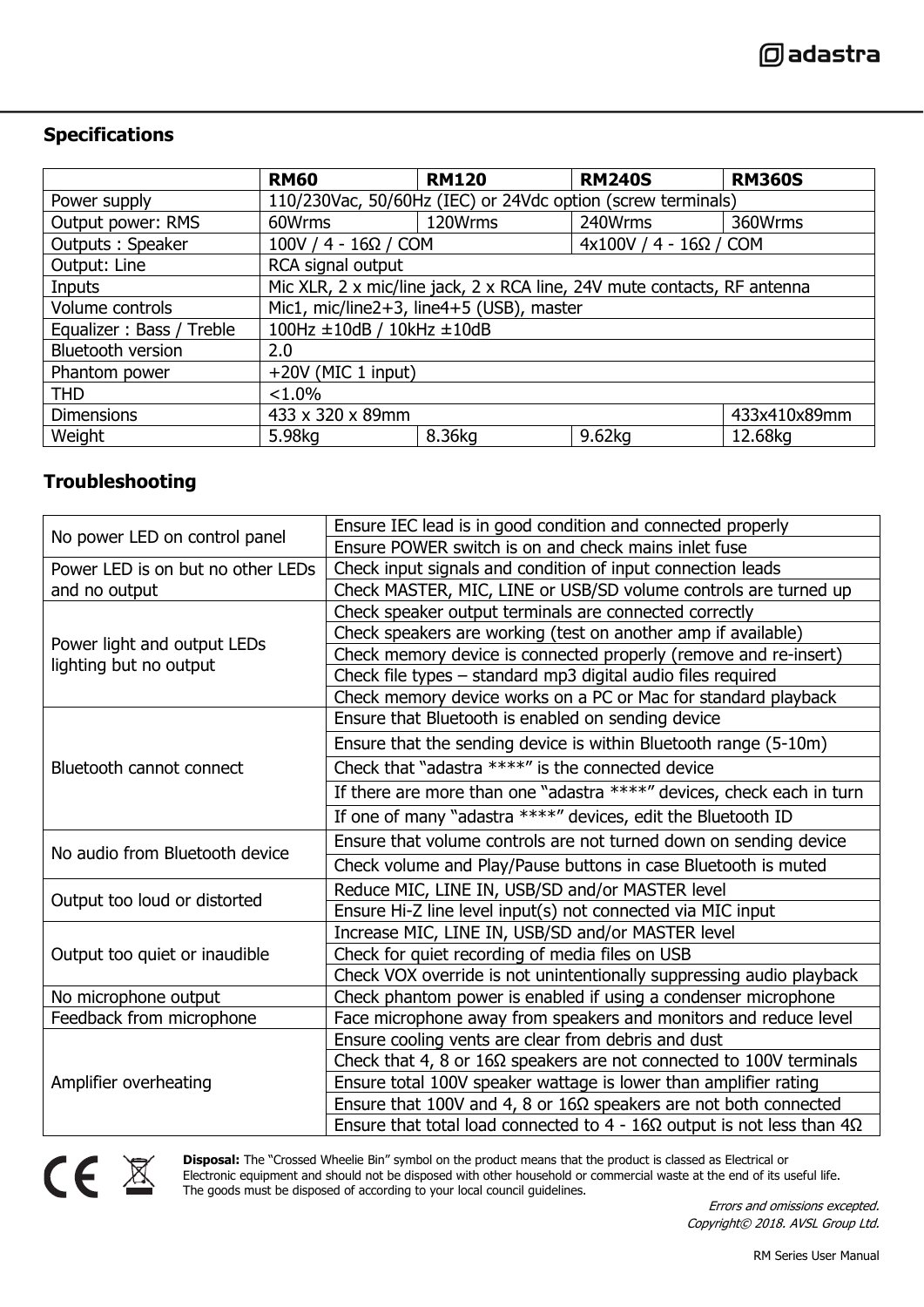## Specifications

| | RM60 | RM120 | RM240S | RM360S |
|---|---|---|---|---|
| Power supply | 110/230Vac, 50/60Hz (IEC) or 24Vdc option (screw terminals) | | | |
| Output power: RMS | 60Wrms | 120Wrms | 240Wrms | 360Wrms |
| Outputs : Speaker | 100V / 4 - 16Ω / COM | | 4x100V / 4 - 16Ω / COM | |
| Output: Line | RCA signal output | | | |
| Inputs | Mic XLR, 2 x mic/line jack, 2 x RCA line, 24V mute contacts, RF antenna | | | |
| Volume controls | Mic1, mic/line2+3, line4+5 (USB), master | | | |
| Equalizer : Bass / Treble | 100Hz ±10dB / 10kHz ±10dB | | | |
| Bluetooth version | 2.0 | | | |
| Phantom power | +20V (MIC 1 input) | | | |
| THD | <1.0% | | | |
| Dimensions | 433 x 320 x 89mm | | | 433x410x89mm |
| Weight | 5.98kg | 8.36kg | 9.62kg | 12.68kg |

## Troubleshooting

| | |
|---|---|
| No power LED on control panel | Ensure IEC lead is in good condition and connected properly |
| | Ensure POWER switch is on and check mains inlet fuse |
| Power LED is on but no other LEDs and no output | Check input signals and condition of input connection leads |
| | Check MASTER, MIC, LINE or USB/SD volume controls are turned up |
| Power light and output LEDs lighting but no output | Check speaker output terminals are connected correctly |
| | Check speakers are working (test on another amp if available) |
| | Check memory device is connected properly (remove and re-insert) |
| | Check file types – standard mp3 digital audio files required |
| | Check memory device works on a PC or Mac for standard playback |
| Bluetooth cannot connect | Ensure that Bluetooth is enabled on sending device |
| | Ensure that the sending device is within Bluetooth range (5-10m) |
| | Check that "adastra ****" is the connected device |
| | If there are more than one "adastra ****" devices, check each in turn |
| | If one of many "adastra ****" devices, edit the Bluetooth ID |
| No audio from Bluetooth device | Ensure that volume controls are not turned down on sending device |
| | Check volume and Play/Pause buttons in case Bluetooth is muted |
| Output too loud or distorted | Reduce MIC, LINE IN, USB/SD and/or MASTER level |
| | Ensure Hi-Z line level input(s) not connected via MIC input |
| Output too quiet or inaudible | Increase MIC, LINE IN, USB/SD and/or MASTER level |
| | Check for quiet recording of media files on USB |
| | Check VOX override is not unintentionally suppressing audio playback |
| No microphone output | Check phantom power is enabled if using a condenser microphone |
| Feedback from microphone | Face microphone away from speakers and monitors and reduce level |
| Amplifier overheating | Ensure cooling vents are clear from debris and dust |
| | Check that 4, 8 or 16Ω speakers are not connected to 100V terminals |
| | Ensure total 100V speaker wattage is lower than amplifier rating |
| | Ensure that 100V and 4, 8 or 16Ω speakers are not both connected |
| | Ensure that total load connected to 4 - 16Ω output is not less than 4Ω |

**Disposal:** The "Crossed Wheelie Bin" symbol on the product means that the product is classed as Electrical or Electronic equipment and should not be disposed with other household or commercial waste at the end of its useful life. The goods must be disposed of according to your local council guidelines.

*Errors and omissions excepted.*
*Copyright© 2018. AVSL Group Ltd.*